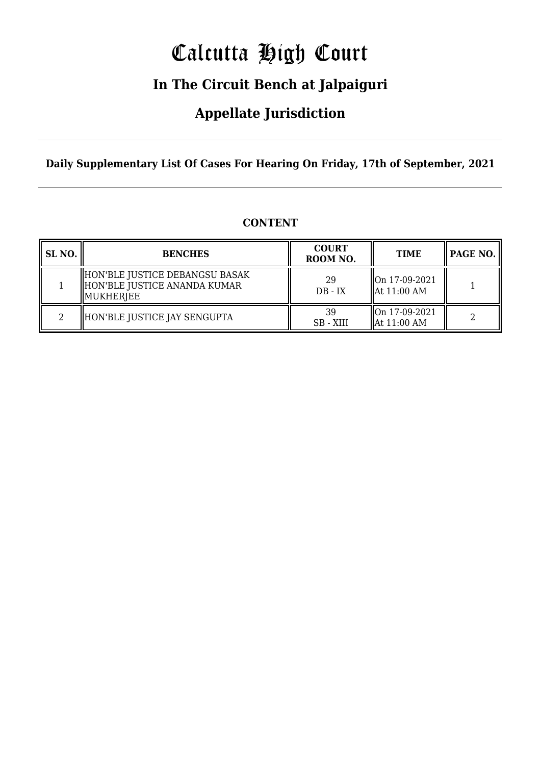# Calcutta High Court

## In The Circuit Bench at Jalpaiguri

## Appellate Jurisdiction

**Daily Supplementary List Of Cases For Hearing On Friday, 17th of September, 2021**

**CONTENT**

| SL NO. | BENCHES | COURT ROOM NO. | TIME | PAGE NO. |
|---|---|---|---|---|
| 1 | HON'BLE JUSTICE DEBANGSU BASAK<br>HON'BLE JUSTICE ANANDA KUMAR MUKHERJEE | 29<br>DB - IX | On 17-09-2021<br>At 11:00 AM | 1 |
| 2 | HON'BLE JUSTICE JAY SENGUPTA | 39<br>SB - XIII | On 17-09-2021<br>At 11:00 AM | 2 |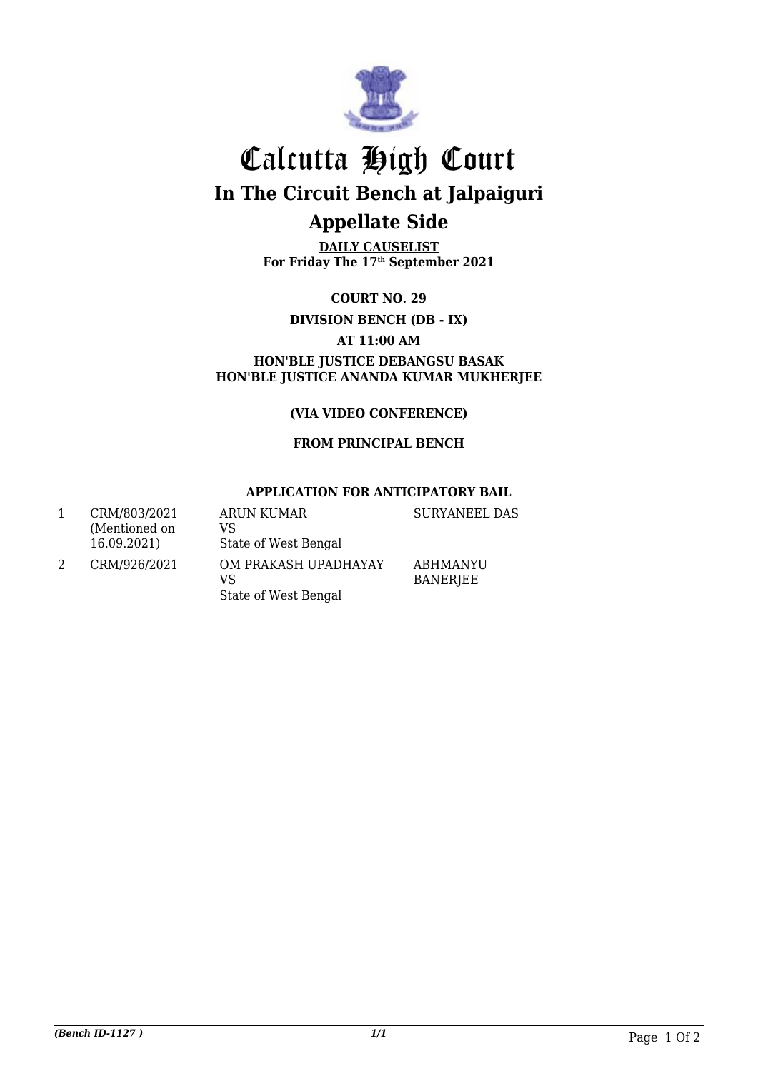# Calcutta High Court

## In The Circuit Bench at Jalpaiguri

## Appellate Side

**DAILY CAUSELIST**
**For Friday The 17th September 2021**

**COURT NO. 29**

**DIVISION BENCH (DB - IX)**

**AT 11:00 AM**

**HON'BLE JUSTICE DEBANGSU BASAK**
**HON'BLE JUSTICE ANANDA KUMAR MUKHERJEE**

**(VIA VIDEO CONFERENCE)**

**FROM PRINCIPAL BENCH**

---

**APPLICATION FOR ANTICIPATORY BAIL**

| | | | |
|---|---|---|---|
| 1 | CRM/803/2021 (Mentioned on 16.09.2021) | ARUN KUMAR VS State of West Bengal | SURYANEEL DAS |
| 2 | CRM/926/2021 | OM PRAKASH UPADHAYAY VS State of West Bengal | ABHMANYU BANERJEE |

*(Bench ID-1127 )*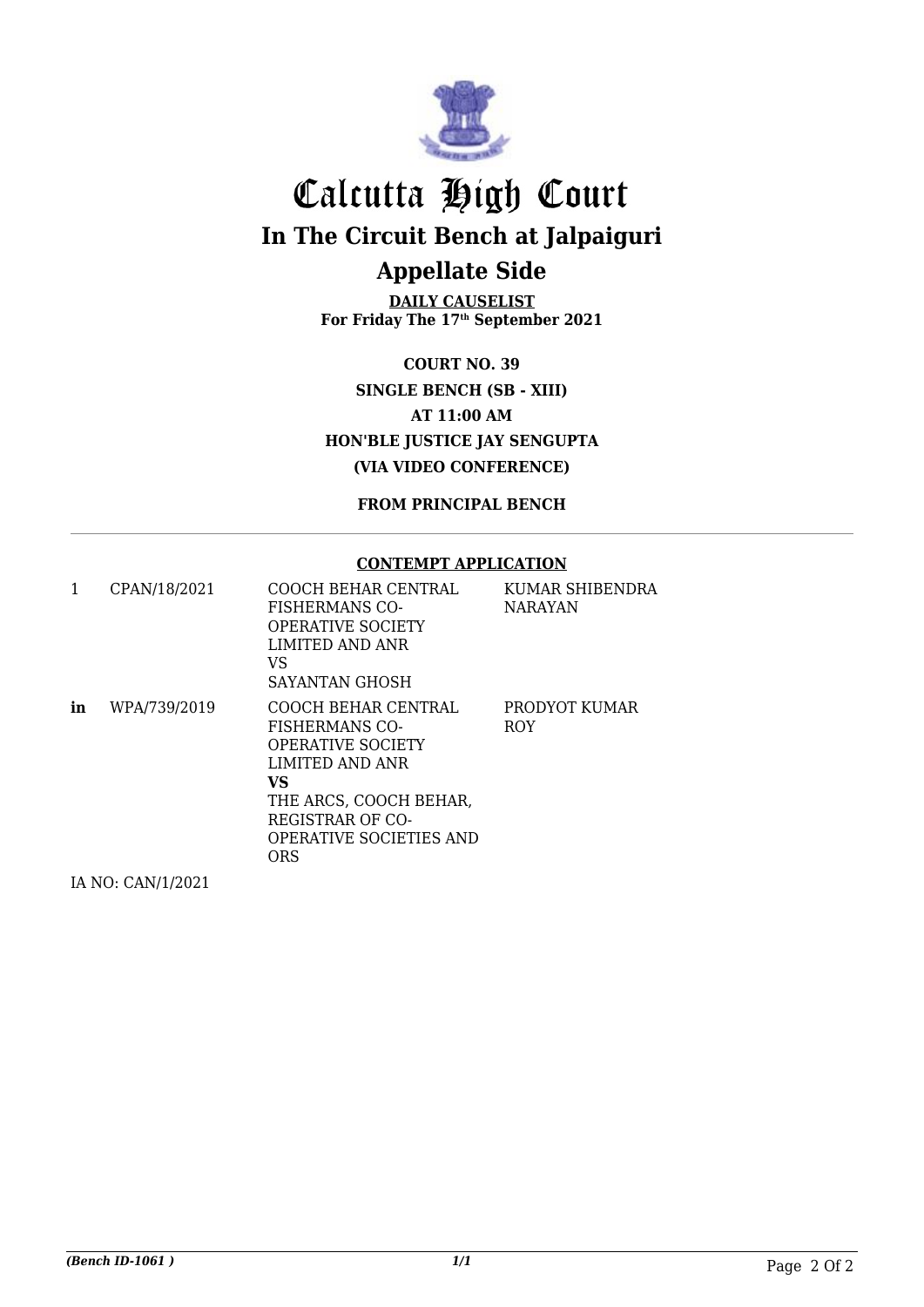# Calcutta High Court

## In The Circuit Bench at Jalpaiguri

## Appellate Side

**DAILY CAUSELIST**
**For Friday The 17th September 2021**

**COURT NO. 39**
**SINGLE BENCH (SB - XIII)**
**AT 11:00 AM**
**HON'BLE JUSTICE JAY SENGUPTA**
**(VIA VIDEO CONFERENCE)**

**FROM PRINCIPAL BENCH**

**CONTEMPT APPLICATION**

| | | | |
|---|---|---|---|
| 1 | CPAN/18/2021 | COOCH BEHAR CENTRAL FISHERMANS CO-OPERATIVE SOCIETY LIMITED AND ANR<br>VS<br>SAYANTAN GHOSH | KUMAR SHIBENDRA NARAYAN |
| **in** | WPA/739/2019 | COOCH BEHAR CENTRAL FISHERMANS CO-OPERATIVE SOCIETY LIMITED AND ANR<br>**VS**<br>THE ARCS, COOCH BEHAR, REGISTRAR OF CO-OPERATIVE SOCIETIES AND ORS | PRODYOT KUMAR ROY |

IA NO: CAN/1/2021

*(Bench ID-1061 )*